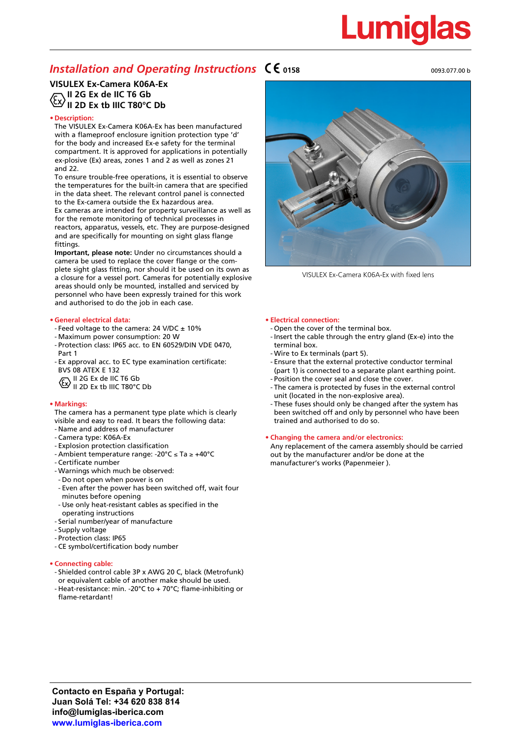Lumiglas

## *Installation and Operating Instructions* CE 0158

0093.077.00 b

### VISULEX Ex-Camera K06A-Ex
**II 2G Ex de IIC T6 Gb**
**II 2D Ex tb IIIC T80°C Db**

**• Description:**

The VISULEX Ex-Camera K06A-Ex has been manufactured with a flameproof enclosure ignition protection type 'd' for the body and increased Ex-e safety for the terminal compartment. It is approved for applications in potentially ex-plosive (Ex) areas, zones 1 and 2 as well as zones 21 and 22.

To ensure trouble-free operations, it is essential to observe the temperatures for the built-in camera that are specified in the data sheet. The relevant control panel is connected to the Ex-camera outside the Ex hazardous area.

Ex cameras are intended for property surveillance as well as for the remote monitoring of technical processes in reactors, apparatus, vessels, etc. They are purpose-designed and are specifically for mounting on sight glass flange fittings.

**Important, please note:** Under no circumstances should a camera be used to replace the cover flange or the com-plete sight glass fitting, nor should it be used on its own as a closure for a vessel port. Cameras for potentially explosive areas should only be mounted, installed and serviced by personnel who have been expressly trained for this work and authorised to do the job in each case.

VISULEX Ex-Camera K06A-Ex with fixed lens

**• General electrical data:**

- Feed voltage to the camera: 24 V/DC ± 10%
- Maximum power consumption: 20 W
- Protection class: IP65 acc. to EN 60529/DIN VDE 0470, Part 1
- Ex approval acc. to EC type examination certificate: BVS 08 ATEX E 132
  II 2G Ex de IIC T6 Gb
  II 2D Ex tb IIIC T80°C Db

**• Markings:**

The camera has a permanent type plate which is clearly visible and easy to read. It bears the following data:

- Name and address of manufacturer
- Camera type: K06A-Ex
- Explosion protection classification
- Ambient temperature range: -20°C ≤ Ta ≥ +40°C
- Certificate number
- Warnings which much be observed:
  - Do not open when power is on
  - Even after the power has been switched off, wait four minutes before opening
  - Use only heat-resistant cables as specified in the operating instructions
- Serial number/year of manufacture
- Supply voltage
- Protection class: IP65
- CE symbol/certification body number

**• Connecting cable:**

- Shielded control cable 3P x AWG 20 C, black (Metrofunk) or equivalent cable of another make should be used.
- Heat-resistance: min. -20°C to + 70°C; flame-inhibiting or flame-retardant!

**• Electrical connection:**

- Open the cover of the terminal box.
- Insert the cable through the entry gland (Ex-e) into the terminal box.
- Wire to Ex terminals (part 5).
- Ensure that the external protective conductor terminal (part 1) is connected to a separate plant earthing point.
- Position the cover seal and close the cover.
- The camera is protected by fuses in the external control unit (located in the non-explosive area).
- These fuses should only be changed after the system has been switched off and only by personnel who have been trained and authorised to do so.

**• Changing the camera and/or electronics:**

Any replacement of the camera assembly should be carried out by the manufacturer and/or be done at the manufacturer's works (Papenmeier ).

**Contacto en España y Portugal:**
**Juan Solá Tel: +34 620 838 814**
**info@lumiglas-iberica.com**
**www.lumiglas-iberica.com**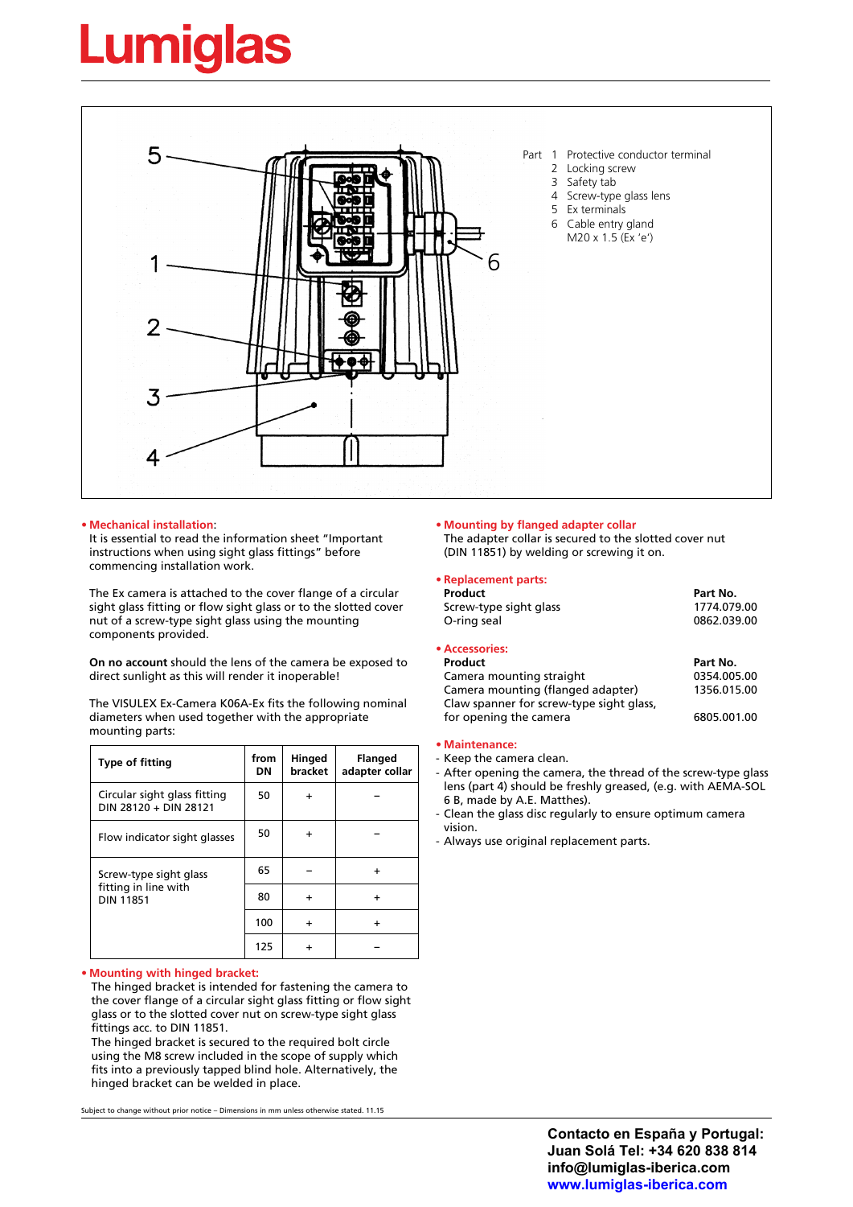# Lumiglas

Part 1 Protective conductor terminal
2 Locking screw
3 Safety tab
4 Screw-type glass lens
5 Ex terminals
6 Cable entry gland
M20 x 1.5 (Ex 'e')

**• Mechanical installation:**
It is essential to read the information sheet "Important instructions when using sight glass fittings" before commencing installation work.

The Ex camera is attached to the cover flange of a circular sight glass fitting or flow sight glass or to the slotted cover nut of a screw-type sight glass using the mounting components provided.

**On no account** should the lens of the camera be exposed to direct sunlight as this will render it inoperable!

The VISULEX Ex-Camera K06A-Ex fits the following nominal diameters when used together with the appropriate mounting parts:

| Type of fitting | from DN | Hinged bracket | Flanged adapter collar |
|---|---|---|---|
| Circular sight glass fitting DIN 28120 + DIN 28121 | 50 | + | – |
| Flow indicator sight glasses | 50 | + | – |
| Screw-type sight glass fitting in line with DIN 11851 | 65 | – | + |
| | 80 | + | + |
| | 100 | + | + |
| | 125 | + | – |

**• Mounting with hinged bracket:**
The hinged bracket is intended for fastening the camera to the cover flange of a circular sight glass fitting or flow sight glass or to the slotted cover nut on screw-type sight glass fittings acc. to DIN 11851.
The hinged bracket is secured to the required bolt circle using the M8 screw included in the scope of supply which fits into a previously tapped blind hole. Alternatively, the hinged bracket can be welded in place.

**• Mounting by flanged adapter collar**
The adapter collar is secured to the slotted cover nut (DIN 11851) by welding or screwing it on.

**• Replacement parts:**

| Product | Part No. |
|---|---|
| Screw-type sight glass | 1774.079.00 |
| O-ring seal | 0862.039.00 |

**• Accessories:**

| Product | Part No. |
|---|---|
| Camera mounting straight | 0354.005.00 |
| Camera mounting (flanged adapter) | 1356.015.00 |
| Claw spanner for screw-type sight glass, for opening the camera | 6805.001.00 |

**• Maintenance:**
- Keep the camera clean.
- After opening the camera, the thread of the screw-type glass lens (part 4) should be freshly greased, (e.g. with AEMA-SOL 6 B, made by A.E. Matthes).
- Clean the glass disc regularly to ensure optimum camera vision.
- Always use original replacement parts.

Subject to change without prior notice – Dimensions in mm unless otherwise stated. 11.15

**Contacto en España y Portugal:**
**Juan Solá Tel: +34 620 838 814**
**info@lumiglas-iberica.com**
**www.lumiglas-iberica.com**